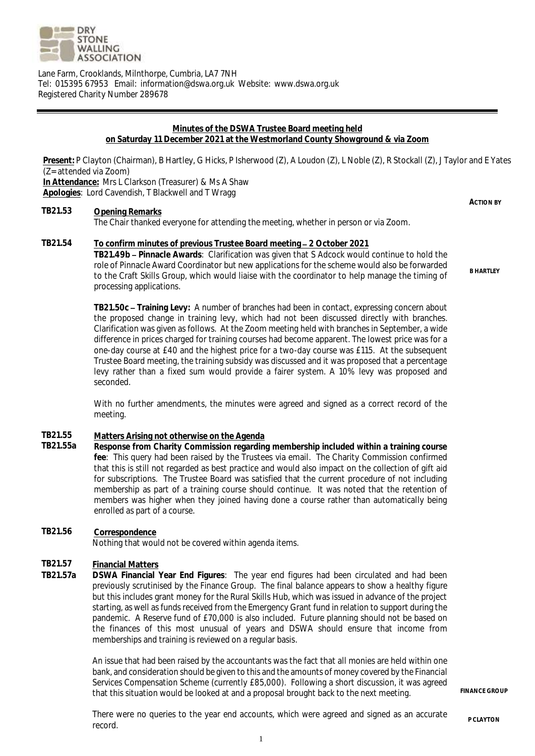DRY STONE WALLING ASSOCIATION

Lane Farm, Crooklands, Milnthorpe, Cumbria, LA7 7NH
Tel: 015395 67953 Email: information@dswa.org.uk Website: www.dswa.org.uk
Registered Charity Number 289678

## Minutes of the DSWA Trustee Board meeting held on Saturday 11 December 2021 at the Westmorland County Showground & via Zoom

**Present:** P Clayton (Chairman), B Hartley, G Hicks, P Isherwood (Z), A Loudon (Z), L Noble (Z), R Stockall (Z), J Taylor and E Yates (Z= attended via Zoom)
**In Attendance:** Mrs L Clarkson (Treasurer) & Ms A Shaw
**Apologies**: Lord Cavendish, T Blackwell and T Wragg

**ACTION BY**

**TB21.53 Opening Remarks**

The Chair thanked everyone for attending the meeting, whether in person or via Zoom.

**TB21.54 To confirm minutes of previous Trustee Board meeting – 2 October 2021**

**TB21.49b – Pinnacle Awards**: Clarification was given that S Adcock would continue to hold the role of Pinnacle Award Coordinator but new applications for the scheme would also be forwarded to the Craft Skills Group, which would liaise with the coordinator to help manage the timing of processing applications. — **B HARTLEY**

**TB21.50c – Training Levy:** A number of branches had been in contact, expressing concern about the proposed change in training levy, which had not been discussed directly with branches. Clarification was given as follows. At the Zoom meeting held with branches in September, a wide difference in prices charged for training courses had become apparent. The lowest price was for a one-day course at £40 and the highest price for a two-day course was £115. At the subsequent Trustee Board meeting, the training subsidy was discussed and it was proposed that a percentage levy rather than a fixed sum would provide a fairer system. A 10% levy was proposed and seconded.

With no further amendments, the minutes were agreed and signed as a correct record of the meeting.

**TB21.55 Matters Arising not otherwise on the Agenda**

**TB21.55a Response from Charity Commission regarding membership included within a training course fee**: This query had been raised by the Trustees via email. The Charity Commission confirmed that this is still not regarded as best practice and would also impact on the collection of gift aid for subscriptions. The Trustee Board was satisfied that the current procedure of not including membership as part of a training course should continue. It was noted that the retention of members was higher when they joined having done a course rather than automatically being enrolled as part of a course.

**TB21.56 Correspondence**

Nothing that would not be covered within agenda items.

**TB21.57 Financial Matters**

**TB21.57a DSWA Financial Year End Figures**: The year end figures had been circulated and had been previously scrutinised by the Finance Group. The final balance appears to show a healthy figure but this includes grant money for the Rural Skills Hub, which was issued in advance of the project starting, as well as funds received from the Emergency Grant fund in relation to support during the pandemic. A Reserve fund of £70,000 is also included. Future planning should not be based on the finances of this most unusual of years and DSWA should ensure that income from memberships and training is reviewed on a regular basis.

An issue that had been raised by the accountants was the fact that all monies are held within one bank, and consideration should be given to this and the amounts of money covered by the Financial Services Compensation Scheme (currently £85,000). Following a short discussion, it was agreed that this situation would be looked at and a proposal brought back to the next meeting. — **FINANCE GROUP**

There were no queries to the year end accounts, which were agreed and signed as an accurate record. — **P CLAYTON**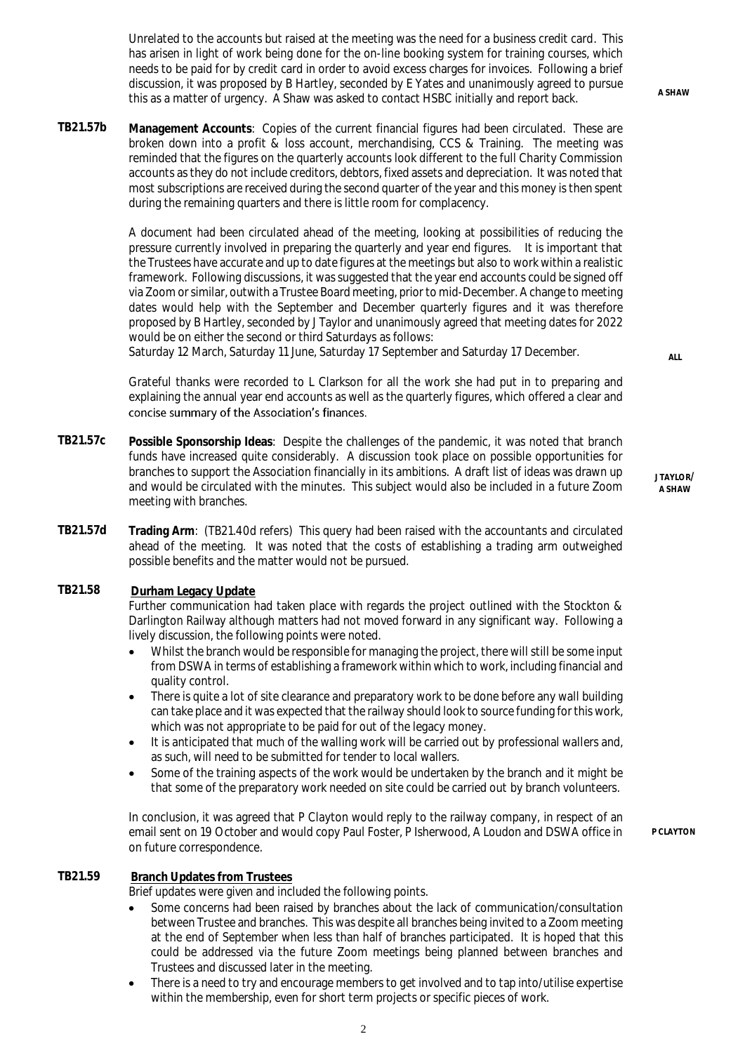Unrelated to the accounts but raised at the meeting was the need for a business credit card. This has arisen in light of work being done for the on-line booking system for training courses, which needs to be paid for by credit card in order to avoid excess charges for invoices. Following a brief discussion, it was proposed by B Hartley, seconded by E Yates and unanimously agreed to pursue this as a matter of urgency. A Shaw was asked to contact HSBC initially and report back. **A SHAW**

**TB21.57b** **Management Accounts**: Copies of the current financial figures had been circulated. These are broken down into a profit & loss account, merchandising, CCS & Training. The meeting was reminded that the figures on the quarterly accounts look different to the full Charity Commission accounts as they do not include creditors, debtors, fixed assets and depreciation. It was noted that most subscriptions are received during the second quarter of the year and this money is then spent during the remaining quarters and there is little room for complacency.

A document had been circulated ahead of the meeting, looking at possibilities of reducing the pressure currently involved in preparing the quarterly and year end figures. It is important that the Trustees have accurate and up to date figures at the meetings but also to work within a realistic framework. Following discussions, it was suggested that the year end accounts could be signed off via Zoom or similar, outwith a Trustee Board meeting, prior to mid-December. A change to meeting dates would help with the September and December quarterly figures and it was therefore proposed by B Hartley, seconded by J Taylor and unanimously agreed that meeting dates for 2022 would be on either the second or third Saturdays as follows:
Saturday 12 March, Saturday 11 June, Saturday 17 September and Saturday 17 December. **ALL**

Grateful thanks were recorded to L Clarkson for all the work she had put in to preparing and explaining the annual year end accounts as well as the quarterly figures, which offered a clear and concise summary of the Association's finances.

**TB21.57c** **Possible Sponsorship Ideas**: Despite the challenges of the pandemic, it was noted that branch funds have increased quite considerably. A discussion took place on possible opportunities for branches to support the Association financially in its ambitions. A draft list of ideas was drawn up and would be circulated with the minutes. This subject would also be included in a future Zoom meeting with branches. **J TAYLOR/ A SHAW**

**TB21.57d** **Trading Arm**: (TB21.40d refers) This query had been raised with the accountants and circulated ahead of the meeting. It was noted that the costs of establishing a trading arm outweighed possible benefits and the matter would not be pursued.

**TB21.58** **Durham Legacy Update**

Further communication had taken place with regards the project outlined with the Stockton & Darlington Railway although matters had not moved forward in any significant way. Following a lively discussion, the following points were noted.

- Whilst the branch would be responsible for managing the project, there will still be some input from DSWA in terms of establishing a framework within which to work, including financial and quality control.
- There is quite a lot of site clearance and preparatory work to be done before any wall building can take place and it was expected that the railway should look to source funding for this work, which was not appropriate to be paid for out of the legacy money.
- It is anticipated that much of the walling work will be carried out by professional wallers and, as such, will need to be submitted for tender to local wallers.
- Some of the training aspects of the work would be undertaken by the branch and it might be that some of the preparatory work needed on site could be carried out by branch volunteers.

In conclusion, it was agreed that P Clayton would reply to the railway company, in respect of an email sent on 19 October and would copy Paul Foster, P Isherwood, A Loudon and DSWA office in on future correspondence. **P CLAYTON**

**TB21.59** **Branch Updates from Trustees**

Brief updates were given and included the following points.

- Some concerns had been raised by branches about the lack of communication/consultation between Trustee and branches. This was despite all branches being invited to a Zoom meeting at the end of September when less than half of branches participated. It is hoped that this could be addressed via the future Zoom meetings being planned between branches and Trustees and discussed later in the meeting.
- There is a need to try and encourage members to get involved and to tap into/utilise expertise within the membership, even for short term projects or specific pieces of work.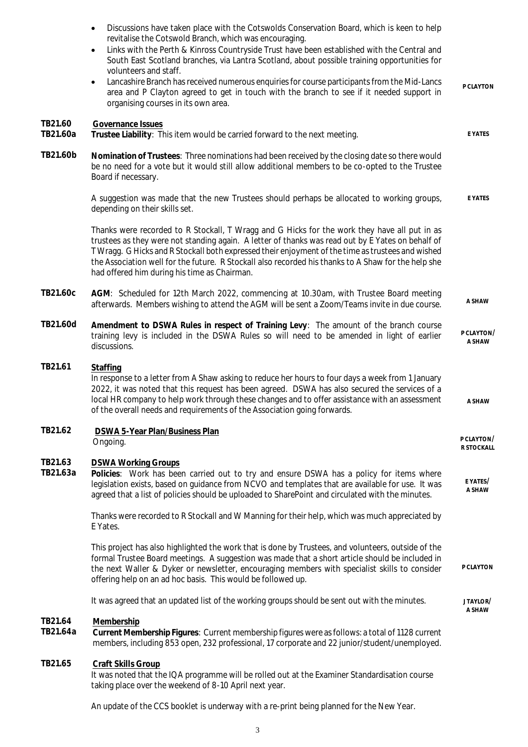- Discussions have taken place with the Cotswolds Conservation Board, which is keen to help revitalise the Cotswold Branch, which was encouraging.
- Links with the Perth & Kinross Countryside Trust have been established with the Central and South East Scotland branches, via Lantra Scotland, about possible training opportunities for volunteers and staff.
- Lancashire Branch has received numerous enquiries for course participants from the Mid-Lancs area and P Clayton agreed to get in touch with the branch to see if it needed support in organising courses in its own area. **P CLAYTON**

**TB21.60 Governance Issues**

**TB21.60a** **Trustee Liability**: This item would be carried forward to the next meeting. **E YATES**

**TB21.60b** **Nomination of Trustees**: Three nominations had been received by the closing date so there would be no need for a vote but it would still allow additional members to be co-opted to the Trustee Board if necessary.

A suggestion was made that the new Trustees should perhaps be allocated to working groups, depending on their skills set. **E YATES**

Thanks were recorded to R Stockall, T Wragg and G Hicks for the work they have all put in as trustees as they were not standing again. A letter of thanks was read out by E Yates on behalf of T Wragg. G Hicks and R Stockall both expressed their enjoyment of the time as trustees and wished the Association well for the future. R Stockall also recorded his thanks to A Shaw for the help she had offered him during his time as Chairman.

**TB21.60c** **AGM**: Scheduled for 12th March 2022, commencing at 10.30am, with Trustee Board meeting afterwards. Members wishing to attend the AGM will be sent a Zoom/Teams invite in due course. **A SHAW**

**TB21.60d** **Amendment to DSWA Rules in respect of Training Levy**: The amount of the branch course training levy is included in the DSWA Rules so will need to be amended in light of earlier discussions. **P CLAYTON/ A SHAW**

**TB21.61 Staffing**

In response to a letter from A Shaw asking to reduce her hours to four days a week from 1 January 2022, it was noted that this request has been agreed. DSWA has also secured the services of a local HR company to help work through these changes and to offer assistance with an assessment of the overall needs and requirements of the Association going forwards. **A SHAW**

**TB21.62 DSWA 5-Year Plan/Business Plan**

Ongoing. **P CLAYTON/ R STOCKALL**

**TB21.63 DSWA Working Groups**

**TB21.63a** **Policies**: Work has been carried out to try and ensure DSWA has a policy for items where legislation exists, based on guidance from NCVO and templates that are available for use. It was agreed that a list of policies should be uploaded to SharePoint and circulated with the minutes. **E YATES/ A SHAW**

Thanks were recorded to R Stockall and W Manning for their help, which was much appreciated by E Yates.

This project has also highlighted the work that is done by Trustees, and volunteers, outside of the formal Trustee Board meetings. A suggestion was made that a short article should be included in the next Waller & Dyker or newsletter, encouraging members with specialist skills to consider offering help on an ad hoc basis. This would be followed up. **P CLAYTON**

It was agreed that an updated list of the working groups should be sent out with the minutes. **J TAYLOR/ A SHAW**

**TB21.64 Membership**

**TB21.64a** **Current Membership Figures**: Current membership figures were as follows: a total of 1128 current members, including 853 open, 232 professional, 17 corporate and 22 junior/student/unemployed.

**TB21.65 Craft Skills Group**

It was noted that the IQA programme will be rolled out at the Examiner Standardisation course taking place over the weekend of 8-10 April next year.

An update of the CCS booklet is underway with a re-print being planned for the New Year.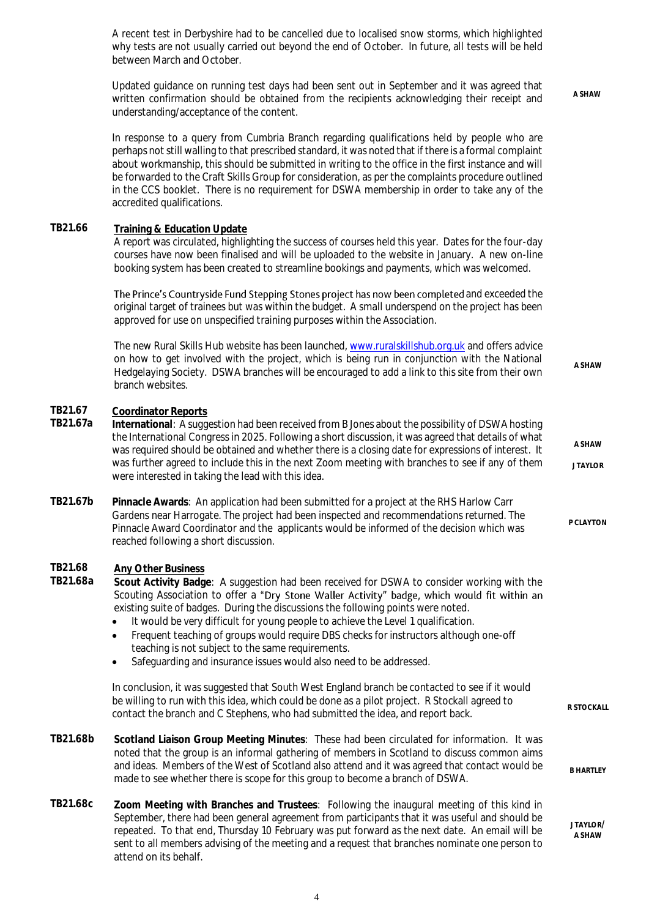A recent test in Derbyshire had to be cancelled due to localised snow storms, which highlighted why tests are not usually carried out beyond the end of October. In future, all tests will be held between March and October.

Updated guidance on running test days had been sent out in September and it was agreed that written confirmation should be obtained from the recipients acknowledging their receipt and understanding/acceptance of the content. **A SHAW**

In response to a query from Cumbria Branch regarding qualifications held by people who are perhaps not still walling to that prescribed standard, it was noted that if there is a formal complaint about workmanship, this should be submitted in writing to the office in the first instance and will be forwarded to the Craft Skills Group for consideration, as per the complaints procedure outlined in the CCS booklet. There is no requirement for DSWA membership in order to take any of the accredited qualifications.

**TB21.66** **Training & Education Update**

A report was circulated, highlighting the success of courses held this year. Dates for the four-day courses have now been finalised and will be uploaded to the website in January. A new on-line booking system has been created to streamline bookings and payments, which was welcomed.

The Prince's Countryside Fund Stepping Stones project has now been completed and exceeded the original target of trainees but was within the budget. A small underspend on the project has been approved for use on unspecified training purposes within the Association.

The new Rural Skills Hub website has been launched, www.ruralskillshub.org.uk and offers advice on how to get involved with the project, which is being run in conjunction with the National Hedgelaying Society. DSWA branches will be encouraged to add a link to this site from their own branch websites. **A SHAW**

**TB21.67** **Coordinator Reports**

**TB21.67a** **International**: A suggestion had been received from B Jones about the possibility of DSWA hosting the International Congress in 2025. Following a short discussion, it was agreed that details of what was required should be obtained and whether there is a closing date for expressions of interest. It was further agreed to include this in the next Zoom meeting with branches to see if any of them were interested in taking the lead with this idea. **A SHAW** **J TAYLOR**

**TB21.67b** **Pinnacle Awards**: An application had been submitted for a project at the RHS Harlow Carr Gardens near Harrogate. The project had been inspected and recommendations returned. The Pinnacle Award Coordinator and the applicants would be informed of the decision which was reached following a short discussion. **P CLAYTON**

**TB21.68** **Any Other Business**

**TB21.68a** **Scout Activity Badge**: A suggestion had been received for DSWA to consider working with the Scouting Association to offer a "Dry Stone Waller Activity" badge, which would fit within an existing suite of badges. During the discussions the following points were noted.

- It would be very difficult for young people to achieve the Level 1 qualification.
- Frequent teaching of groups would require DBS checks for instructors although one-off teaching is not subject to the same requirements.
- Safeguarding and insurance issues would also need to be addressed.

In conclusion, it was suggested that South West England branch be contacted to see if it would be willing to run with this idea, which could be done as a pilot project. R Stockall agreed to contact the branch and C Stephens, who had submitted the idea, and report back. **R STOCKALL**

**TB21.68b** **Scotland Liaison Group Meeting Minutes**: These had been circulated for information. It was noted that the group is an informal gathering of members in Scotland to discuss common aims and ideas. Members of the West of Scotland also attend and it was agreed that contact would be made to see whether there is scope for this group to become a branch of DSWA. **B HARTLEY**

**TB21.68c** **Zoom Meeting with Branches and Trustees**: Following the inaugural meeting of this kind in September, there had been general agreement from participants that it was useful and should be repeated. To that end, Thursday 10 February was put forward as the next date. An email will be sent to all members advising of the meeting and a request that branches nominate one person to attend on its behalf. **J TAYLOR/ A SHAW**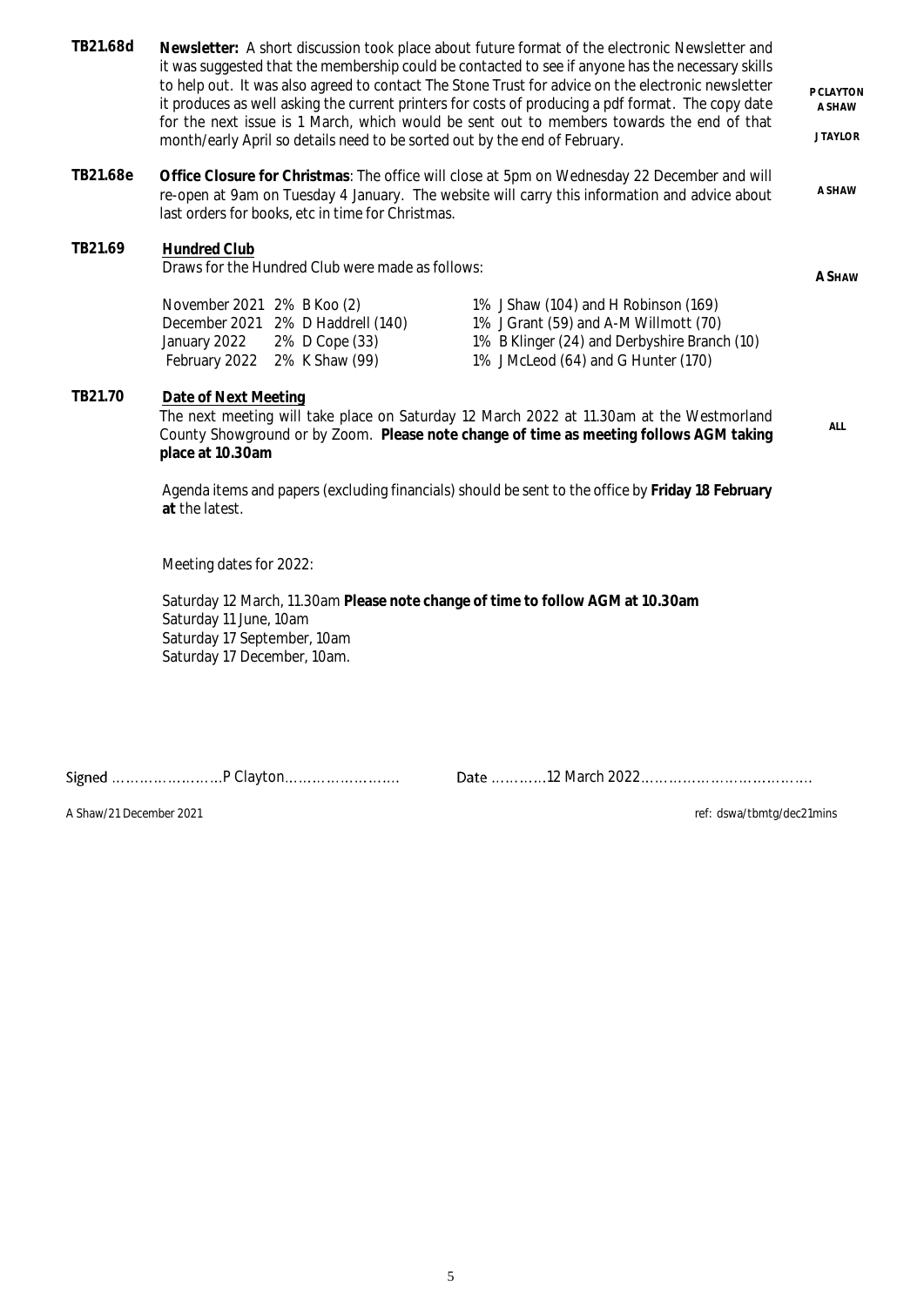**TB21.68d** **Newsletter:** A short discussion took place about future format of the electronic Newsletter and it was suggested that the membership could be contacted to see if anyone has the necessary skills to help out. It was also agreed to contact The Stone Trust for advice on the electronic newsletter it produces as well asking the current printers for costs of producing a pdf format. The copy date for the next issue is 1 March, which would be sent out to members towards the end of that month/early April so details need to be sorted out by the end of February. **P CLAYTON A SHAW J TAYLOR**

**TB21.68e** **Office Closure for Christmas**: The office will close at 5pm on Wednesday 22 December and will re-open at 9am on Tuesday 4 January. The website will carry this information and advice about last orders for books, etc in time for Christmas. **A SHAW**

**TB21.69** **Hundred Club**

Draws for the Hundred Club were made as follows: **A SHAW**

| | | |
|---|---|---|
| November 2021 | 2% B Koo (2) | 1% J Shaw (104) and H Robinson (169) |
| December 2021 | 2% D Haddrell (140) | 1% J Grant (59) and A-M Willmott (70) |
| January 2022 | 2% D Cope (33) | 1% B Klinger (24) and Derbyshire Branch (10) |
| February 2022 | 2% K Shaw (99) | 1% J McLeod (64) and G Hunter (170) |

**TB21.70** **Date of Next Meeting**

The next meeting will take place on Saturday 12 March 2022 at 11.30am at the Westmorland County Showground or by Zoom. **Please note change of time as meeting follows AGM taking place at 10.30am** **ALL**

Agenda items and papers (excluding financials) should be sent to the office by **Friday 18 February at** the latest.

Meeting dates for 2022:

Saturday 12 March, 11.30am **Please note change of time to follow AGM at 10.30am**
Saturday 11 June, 10am
Saturday 17 September, 10am
Saturday 17 December, 10am.

Signed ……………………P Clayton…………………… Date …………12 March 2022………………………………

A Shaw/21 December 2021 ref: dswa/tbmtg/dec21mins